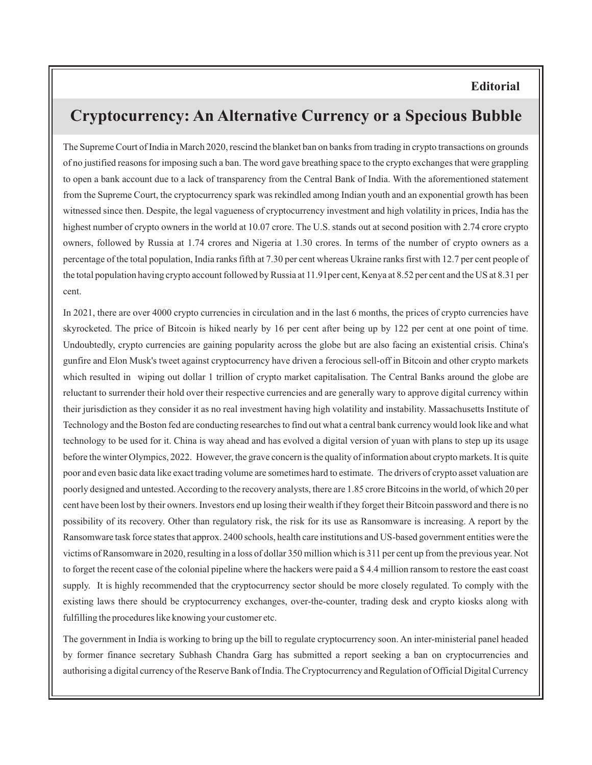**Editorial**

# Cryptocurrency: An Alternative Currency or a Specious Bubble

The Supreme Court of India in March 2020, rescind the blanket ban on banks from trading in crypto transactions on grounds of no justified reasons for imposing such a ban. The word gave breathing space to the crypto exchanges that were grappling to open a bank account due to a lack of transparency from the Central Bank of India. With the aforementioned statement from the Supreme Court, the cryptocurrency spark was rekindled among Indian youth and an exponential growth has been witnessed since then. Despite, the legal vagueness of cryptocurrency investment and high volatility in prices, India has the highest number of crypto owners in the world at 10.07 crore. The U.S. stands out at second position with 2.74 crore crypto owners, followed by Russia at 1.74 crores and Nigeria at 1.30 crores. In terms of the number of crypto owners as a percentage of the total population, India ranks fifth at 7.30 per cent whereas Ukraine ranks first with 12.7 per cent people of the total population having crypto account followed by Russia at 11.91per cent, Kenya at 8.52 per cent and the US at 8.31 per cent.

In 2021, there are over 4000 crypto currencies in circulation and in the last 6 months, the prices of crypto currencies have skyrocketed. The price of Bitcoin is hiked nearly by 16 per cent after being up by 122 per cent at one point of time. Undoubtedly, crypto currencies are gaining popularity across the globe but are also facing an existential crisis. China's gunfire and Elon Musk's tweet against cryptocurrency have driven a ferocious sell-off in Bitcoin and other crypto markets which resulted in wiping out dollar 1 trillion of crypto market capitalisation. The Central Banks around the globe are reluctant to surrender their hold over their respective currencies and are generally wary to approve digital currency within their jurisdiction as they consider it as no real investment having high volatility and instability. Massachusetts Institute of Technology and the Boston fed are conducting researches to find out what a central bank currency would look like and what technology to be used for it. China is way ahead and has evolved a digital version of yuan with plans to step up its usage before the winter Olympics, 2022. However, the grave concern is the quality of information about crypto markets. It is quite poor and even basic data like exact trading volume are sometimes hard to estimate. The drivers of crypto asset valuation are poorly designed and untested. According to the recovery analysts, there are 1.85 crore Bitcoins in the world, of which 20 per cent have been lost by their owners. Investors end up losing their wealth if they forget their Bitcoin password and there is no possibility of its recovery. Other than regulatory risk, the risk for its use as Ransomware is increasing. A report by the Ransomware task force states that approx. 2400 schools, health care institutions and US-based government entities were the victims of Ransomware in 2020, resulting in a loss of dollar 350 million which is 311 per cent up from the previous year. Not to forget the recent case of the colonial pipeline where the hackers were paid a $ 4.4 million ransom to restore the east coast supply. It is highly recommended that the cryptocurrency sector should be more closely regulated. To comply with the existing laws there should be cryptocurrency exchanges, over-the-counter, trading desk and crypto kiosks along with fulfilling the procedures like knowing your customer etc.

The government in India is working to bring up the bill to regulate cryptocurrency soon. An inter-ministerial panel headed by former finance secretary Subhash Chandra Garg has submitted a report seeking a ban on cryptocurrencies and authorising a digital currency of the Reserve Bank of India. The Cryptocurrency and Regulation of Official Digital Currency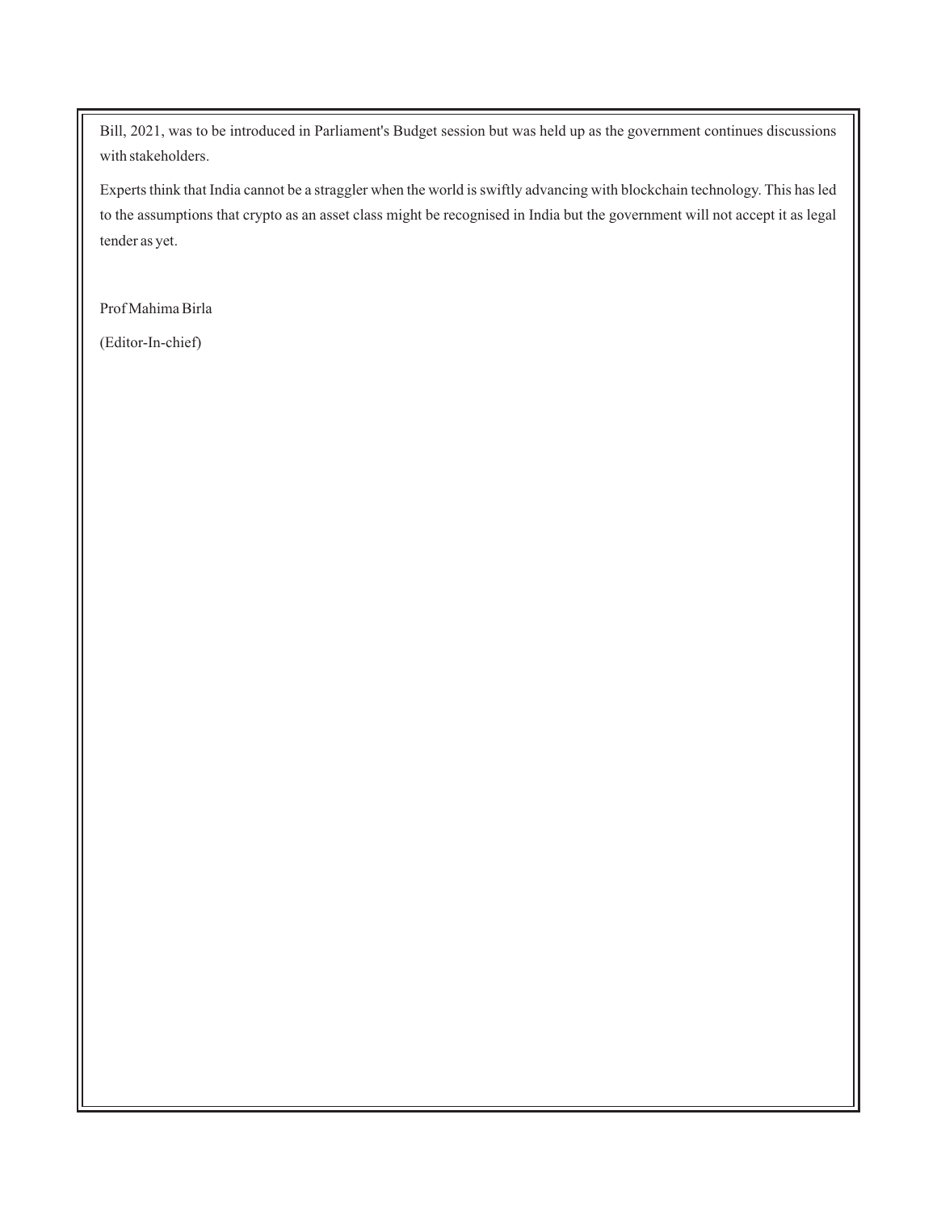Bill, 2021, was to be introduced in Parliament's Budget session but was held up as the government continues discussions with stakeholders.

Experts think that India cannot be a straggler when the world is swiftly advancing with blockchain technology. This has led to the assumptions that crypto as an asset class might be recognised in India but the government will not accept it as legal tender as yet.

Prof Mahima Birla

(Editor-In-chief)